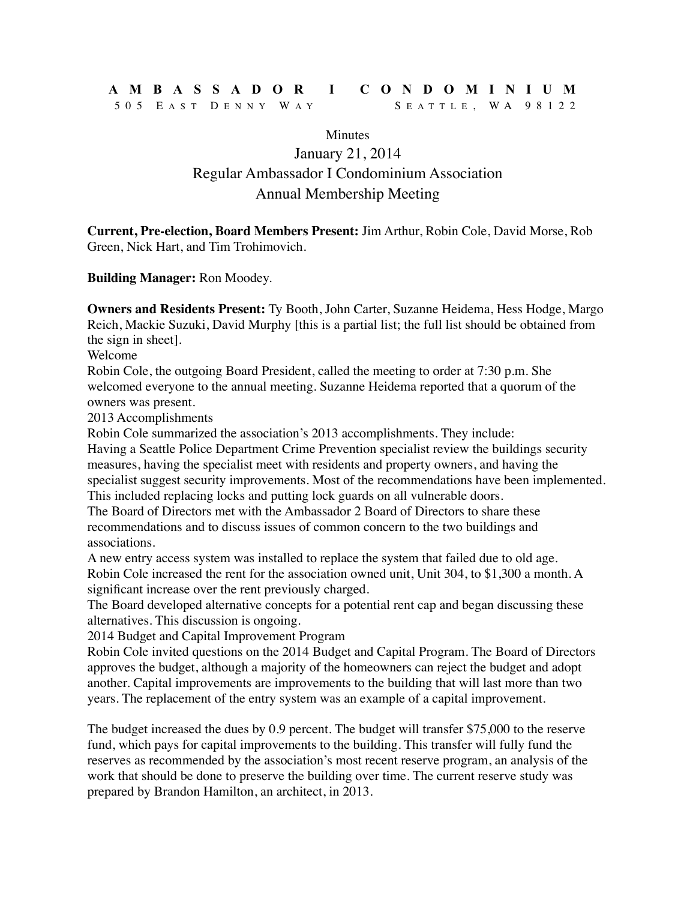# AMBASSADOR I CONDOMINIUM

505 East Denny Way Seattle, WA 98122

Minutes

## January 21, 2014
## Regular Ambassador I Condominium Association
## Annual Membership Meeting

**Current, Pre-election, Board Members Present:** Jim Arthur, Robin Cole, David Morse, Rob Green, Nick Hart, and Tim Trohimovich.

**Building Manager:** Ron Moodey.

**Owners and Residents Present:** Ty Booth, John Carter, Suzanne Heidema, Hess Hodge, Margo Reich, Mackie Suzuki, David Murphy [this is a partial list; the full list should be obtained from the sign in sheet].

Welcome

Robin Cole, the outgoing Board President, called the meeting to order at 7:30 p.m. She welcomed everyone to the annual meeting. Suzanne Heidema reported that a quorum of the owners was present.

2013 Accomplishments

Robin Cole summarized the association's 2013 accomplishments. They include:

Having a Seattle Police Department Crime Prevention specialist review the buildings security measures, having the specialist meet with residents and property owners, and having the specialist suggest security improvements. Most of the recommendations have been implemented. This included replacing locks and putting lock guards on all vulnerable doors.

The Board of Directors met with the Ambassador 2 Board of Directors to share these recommendations and to discuss issues of common concern to the two buildings and associations.

A new entry access system was installed to replace the system that failed due to old age.

Robin Cole increased the rent for the association owned unit, Unit 304, to $1,300 a month. A significant increase over the rent previously charged.

The Board developed alternative concepts for a potential rent cap and began discussing these alternatives. This discussion is ongoing.

2014 Budget and Capital Improvement Program

Robin Cole invited questions on the 2014 Budget and Capital Program. The Board of Directors approves the budget, although a majority of the homeowners can reject the budget and adopt another. Capital improvements are improvements to the building that will last more than two years. The replacement of the entry system was an example of a capital improvement.

The budget increased the dues by 0.9 percent. The budget will transfer $75,000 to the reserve fund, which pays for capital improvements to the building. This transfer will fully fund the reserves as recommended by the association's most recent reserve program, an analysis of the work that should be done to preserve the building over time. The current reserve study was prepared by Brandon Hamilton, an architect, in 2013.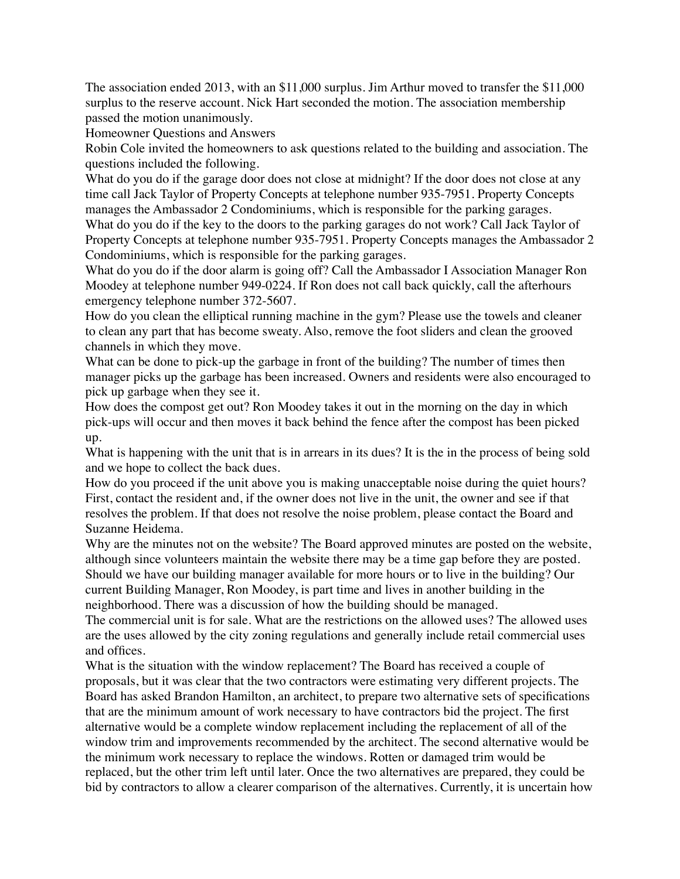The association ended 2013, with an $11,000 surplus. Jim Arthur moved to transfer the $11,000 surplus to the reserve account. Nick Hart seconded the motion. The association membership passed the motion unanimously.

## Homeowner Questions and Answers

Robin Cole invited the homeowners to ask questions related to the building and association. The questions included the following.

What do you do if the garage door does not close at midnight? If the door does not close at any time call Jack Taylor of Property Concepts at telephone number 935-7951. Property Concepts manages the Ambassador 2 Condominiums, which is responsible for the parking garages.

What do you do if the key to the doors to the parking garages do not work? Call Jack Taylor of Property Concepts at telephone number 935-7951. Property Concepts manages the Ambassador 2 Condominiums, which is responsible for the parking garages.

What do you do if the door alarm is going off? Call the Ambassador I Association Manager Ron Moodey at telephone number 949-0224. If Ron does not call back quickly, call the afterhours emergency telephone number 372-5607.

How do you clean the elliptical running machine in the gym? Please use the towels and cleaner to clean any part that has become sweaty. Also, remove the foot sliders and clean the grooved channels in which they move.

What can be done to pick-up the garbage in front of the building? The number of times then manager picks up the garbage has been increased. Owners and residents were also encouraged to pick up garbage when they see it.

How does the compost get out? Ron Moodey takes it out in the morning on the day in which pick-ups will occur and then moves it back behind the fence after the compost has been picked up.

What is happening with the unit that is in arrears in its dues? It is the in the process of being sold and we hope to collect the back dues.

How do you proceed if the unit above you is making unacceptable noise during the quiet hours? First, contact the resident and, if the owner does not live in the unit, the owner and see if that resolves the problem. If that does not resolve the noise problem, please contact the Board and Suzanne Heidema.

Why are the minutes not on the website? The Board approved minutes are posted on the website, although since volunteers maintain the website there may be a time gap before they are posted.

Should we have our building manager available for more hours or to live in the building? Our current Building Manager, Ron Moodey, is part time and lives in another building in the neighborhood. There was a discussion of how the building should be managed.

The commercial unit is for sale. What are the restrictions on the allowed uses? The allowed uses are the uses allowed by the city zoning regulations and generally include retail commercial uses and offices.

What is the situation with the window replacement? The Board has received a couple of proposals, but it was clear that the two contractors were estimating very different projects. The Board has asked Brandon Hamilton, an architect, to prepare two alternative sets of specifications that are the minimum amount of work necessary to have contractors bid the project. The first alternative would be a complete window replacement including the replacement of all of the window trim and improvements recommended by the architect. The second alternative would be the minimum work necessary to replace the windows. Rotten or damaged trim would be replaced, but the other trim left until later. Once the two alternatives are prepared, they could be bid by contractors to allow a clearer comparison of the alternatives. Currently, it is uncertain how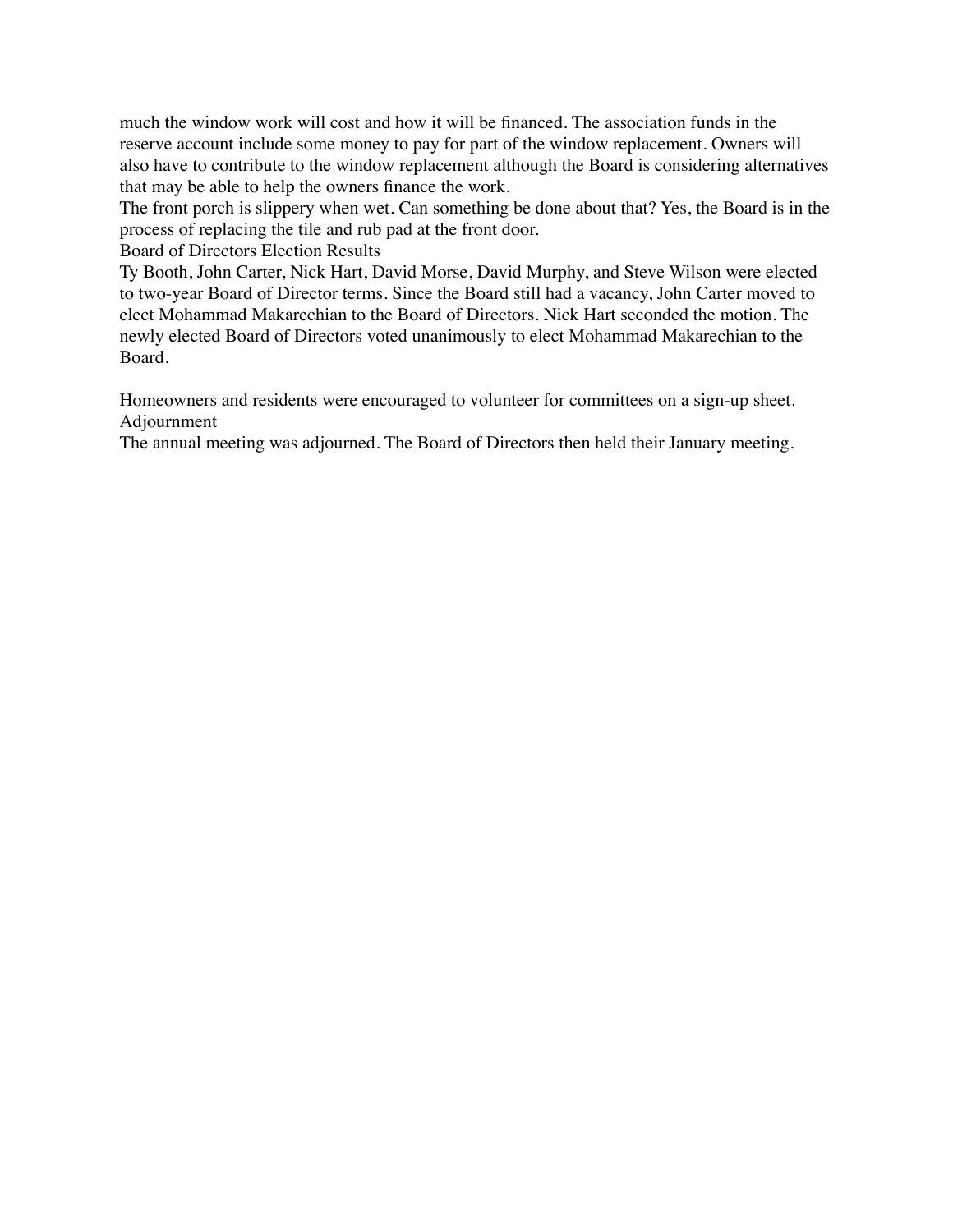much the window work will cost and how it will be financed. The association funds in the reserve account include some money to pay for part of the window replacement. Owners will also have to contribute to the window replacement although the Board is considering alternatives that may be able to help the owners finance the work.

The front porch is slippery when wet. Can something be done about that? Yes, the Board is in the process of replacing the tile and rub pad at the front door.

## Board of Directors Election Results

Ty Booth, John Carter, Nick Hart, David Morse, David Murphy, and Steve Wilson were elected to two-year Board of Director terms. Since the Board still had a vacancy, John Carter moved to elect Mohammad Makarechian to the Board of Directors. Nick Hart seconded the motion. The newly elected Board of Directors voted unanimously to elect Mohammad Makarechian to the Board.

Homeowners and residents were encouraged to volunteer for committees on a sign-up sheet.

## Adjournment

The annual meeting was adjourned. The Board of Directors then held their January meeting.